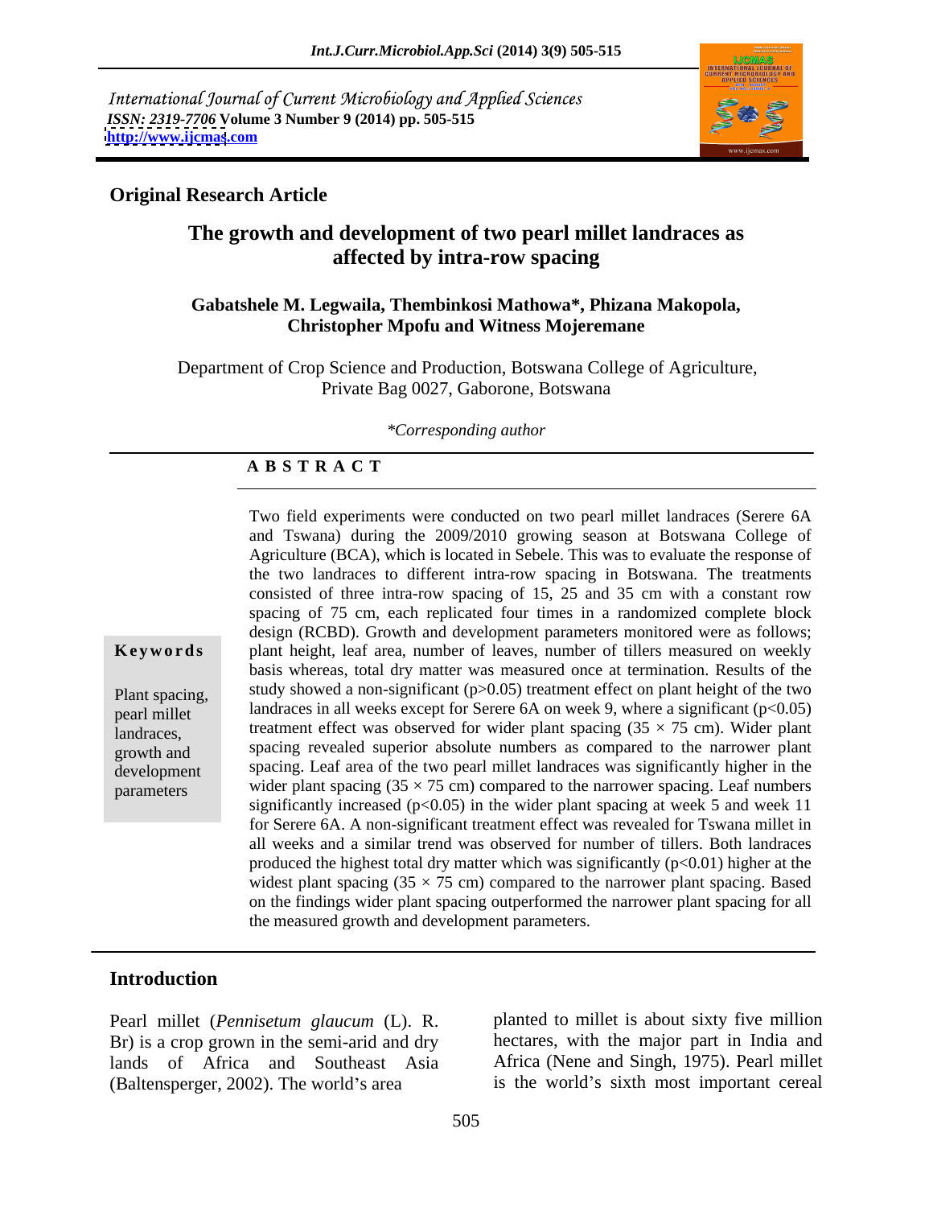International Journal of Current Microbiology and Applied Sciences
*ISSN: 2319-7706* **Volume 3 Number 9 (2014) pp. 505-515**
**http://www.ijcmas.com**

**Original Research Article**

# The growth and development of two pearl millet landraces as affected by intra-row spacing

**Gabatshele M. Legwaila, Thembinkosi Mathowa\*, Phizana Makopola, Christopher Mpofu and Witness Mojeremane**

Department of Crop Science and Production, Botswana College of Agriculture, Private Bag 0027, Gaborone, Botswana

*\*Corresponding author*

**A B S T R A C T**

**Keywords**

Plant spacing, pearl millet landraces, growth and development parameters

Two field experiments were conducted on two pearl millet landraces (Serere 6A and Tswana) during the 2009/2010 growing season at Botswana College of Agriculture (BCA), which is located in Sebele. This was to evaluate the response of the two landraces to different intra-row spacing in Botswana. The treatments consisted of three intra-row spacing of 15, 25 and 35 cm with a constant row spacing of 75 cm, each replicated four times in a randomized complete block design (RCBD). Growth and development parameters monitored were as follows; plant height, leaf area, number of leaves, number of tillers measured on weekly basis whereas, total dry matter was measured once at termination. Results of the study showed a non-significant ($p>0.05$) treatment effect on plant height of the two landraces in all weeks except for Serere 6A on week 9, where a significant ($p<0.05$) treatment effect was observed for wider plant spacing ($35 \times 75$ cm). Wider plant spacing revealed superior absolute numbers as compared to the narrower plant spacing. Leaf area of the two pearl millet landraces was significantly higher in the wider plant spacing ($35 \times 75$ cm) compared to the narrower spacing. Leaf numbers significantly increased ($p<0.05$) in the wider plant spacing at week 5 and week 11 for Serere 6A. A non-significant treatment effect was revealed for Tswana millet in all weeks and a similar trend was observed for number of tillers. Both landraces produced the highest total dry matter which was significantly ($p<0.01$) higher at the widest plant spacing ($35 \times 75$ cm) compared to the narrower plant spacing. Based on the findings wider plant spacing outperformed the narrower plant spacing for all the measured growth and development parameters.

## Introduction

Pearl millet (*Pennisetum glaucum* (L). R. Br) is a crop grown in the semi-arid and dry lands of Africa and Southeast Asia (Baltensperger, 2002). The world's area planted to millet is about sixty five million hectares, with the major part in India and Africa (Nene and Singh, 1975). Pearl millet is the world's sixth most important cereal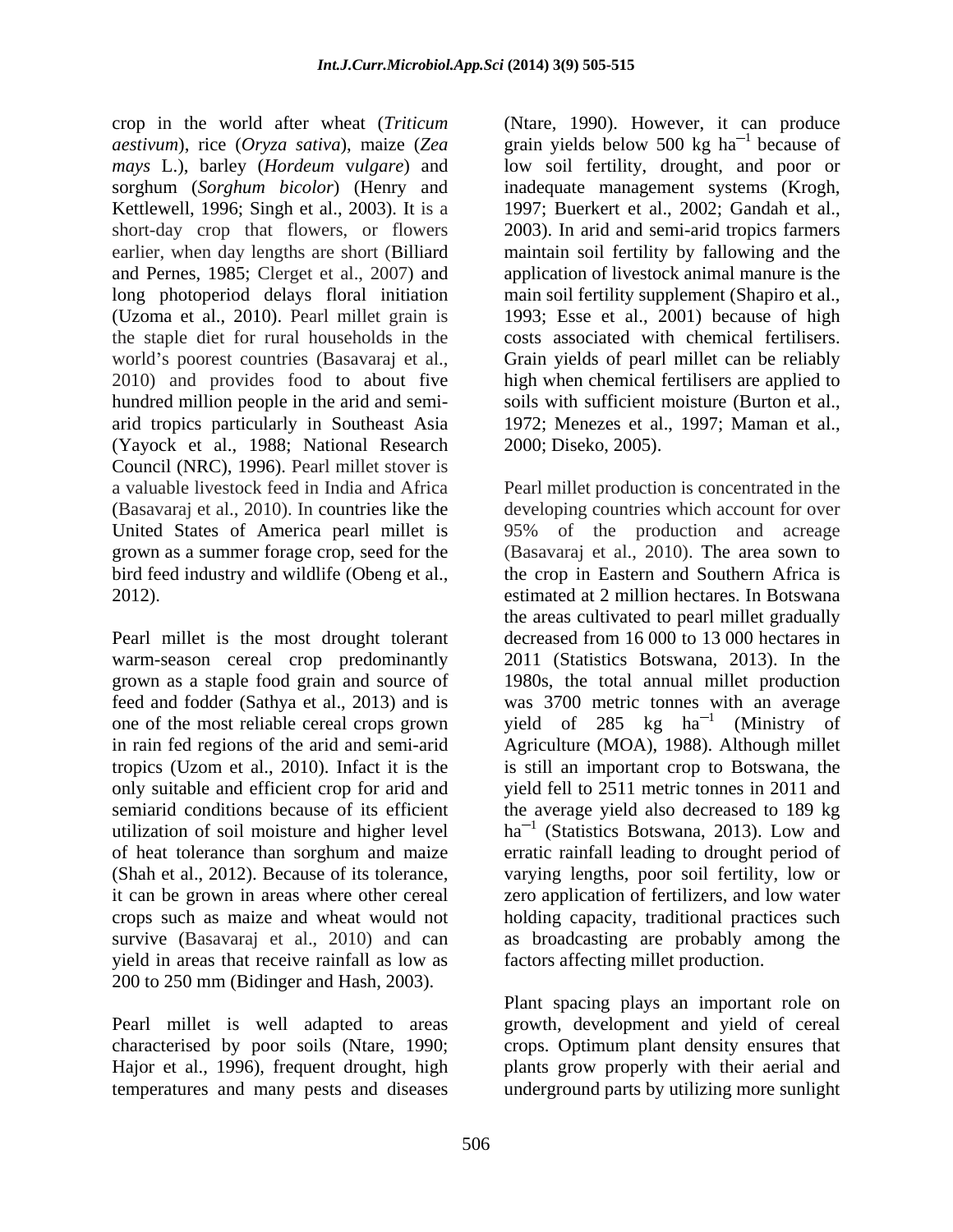crop in the world after wheat (*Triticum aestivum*), rice (*Oryza sativa*), maize (*Zea mays* L.), barley (*Hordeum vulgare*) and sorghum (*Sorghum bicolor*) (Henry and Kettlewell, 1996; Singh et al., 2003). It is a short-day crop that flowers, or flowers earlier, when day lengths are short (Billiard and Pernes, 1985; Clerget et al., 2007) and long photoperiod delays floral initiation (Uzoma et al., 2010). Pearl millet grain is the staple diet for rural households in the world's poorest countries (Basavaraj et al., 2010) and provides food to about five hundred million people in the arid and semi-arid tropics particularly in Southeast Asia (Yayock et al., 1988; National Research Council (NRC), 1996). Pearl millet stover is a valuable livestock feed in India and Africa (Basavaraj et al., 2010). In countries like the United States of America pearl millet is grown as a summer forage crop, seed for the bird feed industry and wildlife (Obeng et al., 2012).

Pearl millet is the most drought tolerant warm-season cereal crop predominantly grown as a staple food grain and source of feed and fodder (Sathya et al., 2013) and is one of the most reliable cereal crops grown in rain fed regions of the arid and semi-arid tropics (Uzom et al., 2010). Infact it is the only suitable and efficient crop for arid and semiarid conditions because of its efficient utilization of soil moisture and higher level of heat tolerance than sorghum and maize (Shah et al., 2012). Because of its tolerance, it can be grown in areas where other cereal crops such as maize and wheat would not survive (Basavaraj et al., 2010) and can yield in areas that receive rainfall as low as 200 to 250 mm (Bidinger and Hash, 2003).

Pearl millet is well adapted to areas characterised by poor soils (Ntare, 1990; Hajor et al., 1996), frequent drought, high temperatures and many pests and diseases (Ntare, 1990). However, it can produce grain yields below 500 kg ha$^{-1}$ because of low soil fertility, drought, and poor or inadequate management systems (Krogh, 1997; Buerkert et al., 2002; Gandah et al., 2003). In arid and semi-arid tropics farmers maintain soil fertility by fallowing and the application of livestock animal manure is the main soil fertility supplement (Shapiro et al., 1993; Esse et al., 2001) because of high costs associated with chemical fertilisers. Grain yields of pearl millet can be reliably high when chemical fertilisers are applied to soils with sufficient moisture (Burton et al., 1972; Menezes et al., 1997; Maman et al., 2000; Diseko, 2005).

Pearl millet production is concentrated in the developing countries which account for over 95% of the production and acreage (Basavaraj et al., 2010). The area sown to the crop in Eastern and Southern Africa is estimated at 2 million hectares. In Botswana the areas cultivated to pearl millet gradually decreased from 16 000 to 13 000 hectares in 2011 (Statistics Botswana, 2013). In the 1980s, the total annual millet production was 3700 metric tonnes with an average yield of 285 kg ha$^{-1}$ (Ministry of Agriculture (MOA), 1988). Although millet is still an important crop to Botswana, the yield fell to 2511 metric tonnes in 2011 and the average yield also decreased to 189 kg ha$^{-1}$ (Statistics Botswana, 2013). Low and erratic rainfall leading to drought period of varying lengths, poor soil fertility, low or zero application of fertilizers, and low water holding capacity, traditional practices such as broadcasting are probably among the factors affecting millet production.

Plant spacing plays an important role on growth, development and yield of cereal crops. Optimum plant density ensures that plants grow properly with their aerial and underground parts by utilizing more sunlight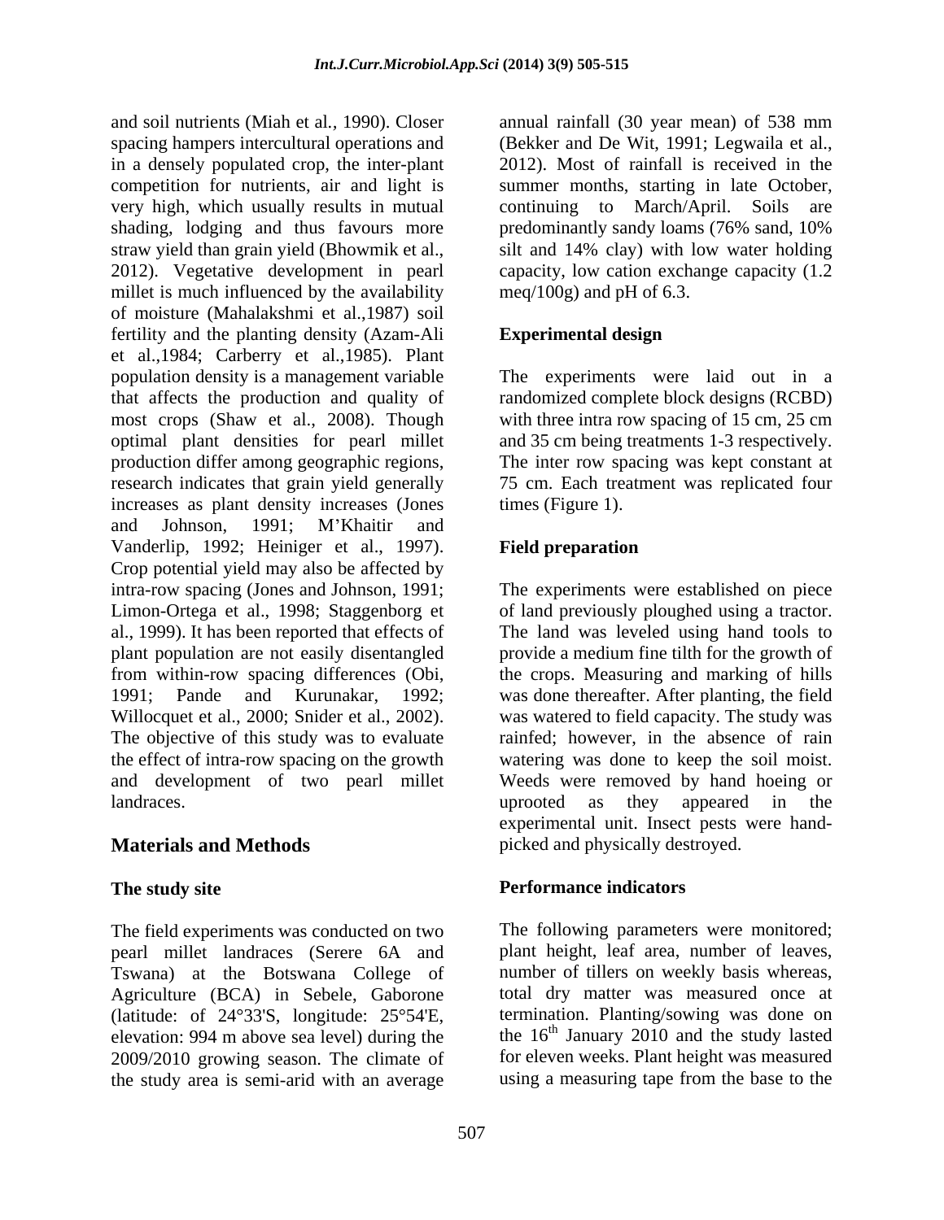and soil nutrients (Miah et al., 1990). Closer spacing hampers intercultural operations and in a densely populated crop, the inter-plant competition for nutrients, air and light is very high, which usually results in mutual shading, lodging and thus favours more straw yield than grain yield (Bhowmik et al., 2012). Vegetative development in pearl millet is much influenced by the availability of moisture (Mahalakshmi et al.,1987) soil fertility and the planting density (Azam-Ali et al.,1984; Carberry et al.,1985). Plant population density is a management variable that affects the production and quality of most crops (Shaw et al., 2008). Though optimal plant densities for pearl millet production differ among geographic regions, research indicates that grain yield generally increases as plant density increases (Jones and Johnson, 1991; M'Khaitir and Vanderlip, 1992; Heiniger et al., 1997). Crop potential yield may also be affected by intra-row spacing (Jones and Johnson, 1991; Limon-Ortega et al., 1998; Staggenborg et al., 1999). It has been reported that effects of plant population are not easily disentangled from within-row spacing differences (Obi, 1991; Pande and Kurunakar, 1992; Willocquet et al., 2000; Snider et al., 2002). The objective of this study was to evaluate the effect of intra-row spacing on the growth and development of two pearl millet landraces.

## Materials and Methods

### The study site

The field experiments was conducted on two pearl millet landraces (Serere 6A and Tswana) at the Botswana College of Agriculture (BCA) in Sebele, Gaborone (latitude: of 24°33'S, longitude: 25°54'E, elevation: 994 m above sea level) during the 2009/2010 growing season. The climate of the study area is semi-arid with an average annual rainfall (30 year mean) of 538 mm (Bekker and De Wit, 1991; Legwaila et al., 2012). Most of rainfall is received in the summer months, starting in late October, continuing to March/April. Soils are predominantly sandy loams (76% sand, 10% silt and 14% clay) with low water holding capacity, low cation exchange capacity (1.2 meq/100g) and pH of 6.3.

### Experimental design

The experiments were laid out in a randomized complete block designs (RCBD) with three intra row spacing of 15 cm, 25 cm and 35 cm being treatments 1-3 respectively. The inter row spacing was kept constant at 75 cm. Each treatment was replicated four times (Figure 1).

### Field preparation

The experiments were established on piece of land previously ploughed using a tractor. The land was leveled using hand tools to provide a medium fine tilth for the growth of the crops. Measuring and marking of hills was done thereafter. After planting, the field was watered to field capacity. The study was rainfed; however, in the absence of rain watering was done to keep the soil moist. Weeds were removed by hand hoeing or uprooted as they appeared in the experimental unit. Insect pests were hand-picked and physically destroyed.

### Performance indicators

The following parameters were monitored; plant height, leaf area, number of leaves, number of tillers on weekly basis whereas, total dry matter was measured once at termination. Planting/sowing was done on the 16th January 2010 and the study lasted for eleven weeks. Plant height was measured using a measuring tape from the base to the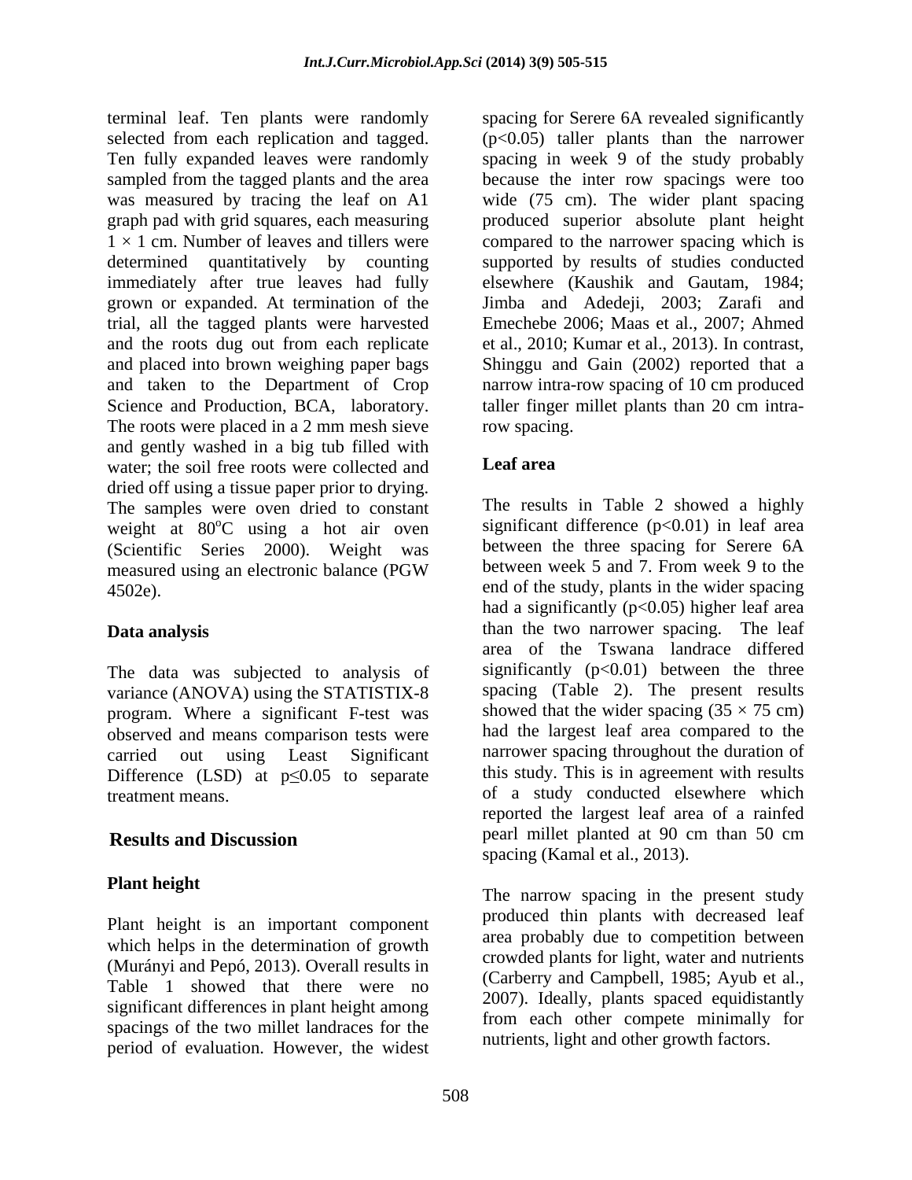terminal leaf. Ten plants were randomly selected from each replication and tagged. Ten fully expanded leaves were randomly sampled from the tagged plants and the area was measured by tracing the leaf on A1 graph pad with grid squares, each measuring 1 × 1 cm. Number of leaves and tillers were determined quantitatively by counting immediately after true leaves had fully grown or expanded. At termination of the trial, all the tagged plants were harvested and the roots dug out from each replicate and placed into brown weighing paper bags and taken to the Department of Crop Science and Production, BCA, laboratory. The roots were placed in a 2 mm mesh sieve and gently washed in a big tub filled with water; the soil free roots were collected and dried off using a tissue paper prior to drying. The samples were oven dried to constant weight at 80$^{o}$C using a hot air oven (Scientific Series 2000). Weight was measured using an electronic balance (PGW 4502e).

## Data analysis

The data was subjected to analysis of variance (ANOVA) using the STATISTIX-8 program. Where a significant F-test was observed and means comparison tests were carried out using Least Significant Difference (LSD) at $p \leq 0.05$ to separate treatment means.

# Results and Discussion

## Plant height

Plant height is an important component which helps in the determination of growth (Murányi and Pepó, 2013). Overall results in Table 1 showed that there were no significant differences in plant height among spacings of the two millet landraces for the period of evaluation. However, the widest spacing for Serere 6A revealed significantly ($p<0.05$) taller plants than the narrower spacing in week 9 of the study probably because the inter row spacings were too wide (75 cm). The wider plant spacing produced superior absolute plant height compared to the narrower spacing which is supported by results of studies conducted elsewhere (Kaushik and Gautam, 1984; Jimba and Adedeji, 2003; Zarafi and Emechebe 2006; Maas et al., 2007; Ahmed et al., 2010; Kumar et al., 2013). In contrast, Shinggu and Gain (2002) reported that a narrow intra-row spacing of 10 cm produced taller finger millet plants than 20 cm intra-row spacing.

## Leaf area

The results in Table 2 showed a highly significant difference ($p<0.01$) in leaf area between the three spacing for Serere 6A between week 5 and 7. From week 9 to the end of the study, plants in the wider spacing had a significantly ($p<0.05$) higher leaf area than the two narrower spacing. The leaf area of the Tswana landrace differed significantly ($p<0.01$) between the three spacing (Table 2). The present results showed that the wider spacing (35 × 75 cm) had the largest leaf area compared to the narrower spacing throughout the duration of this study. This is in agreement with results of a study conducted elsewhere which reported the largest leaf area of a rainfed pearl millet planted at 90 cm than 50 cm spacing (Kamal et al., 2013).

The narrow spacing in the present study produced thin plants with decreased leaf area probably due to competition between crowded plants for light, water and nutrients (Carberry and Campbell, 1985; Ayub et al., 2007). Ideally, plants spaced equidistantly from each other compete minimally for nutrients, light and other growth factors.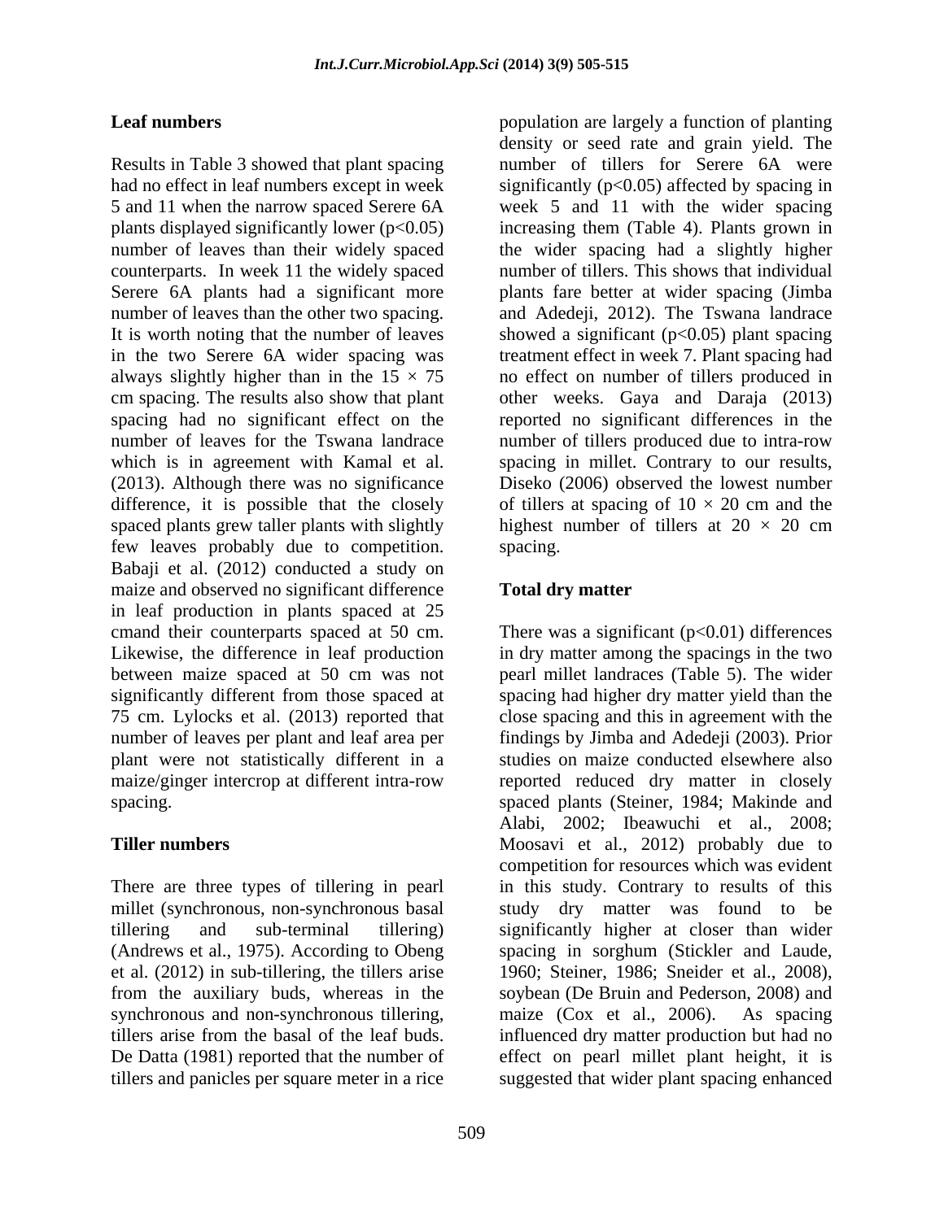## Leaf numbers

Results in Table 3 showed that plant spacing had no effect in leaf numbers except in week 5 and 11 when the narrow spaced Serere 6A plants displayed significantly lower ($p<0.05$) number of leaves than their widely spaced counterparts. In week 11 the widely spaced Serere 6A plants had a significant more number of leaves than the other two spacing. It is worth noting that the number of leaves in the two Serere 6A wider spacing was always slightly higher than in the $15 \times 75$ cm spacing. The results also show that plant spacing had no significant effect on the number of leaves for the Tswana landrace which is in agreement with Kamal et al. (2013). Although there was no significance difference, it is possible that the closely spaced plants grew taller plants with slightly few leaves probably due to competition. Babaji et al. (2012) conducted a study on maize and observed no significant difference in leaf production in plants spaced at 25 cmand their counterparts spaced at 50 cm. Likewise, the difference in leaf production between maize spaced at 50 cm was not significantly different from those spaced at 75 cm. Lylocks et al. (2013) reported that number of leaves per plant and leaf area per plant were not statistically different in a maize/ginger intercrop at different intra-row spacing.

## Tiller numbers

There are three types of tillering in pearl millet (synchronous, non-synchronous basal tillering and sub-terminal tillering) (Andrews et al., 1975). According to Obeng et al. (2012) in sub-tillering, the tillers arise from the auxiliary buds, whereas in the synchronous and non-synchronous tillering, tillers arise from the basal of the leaf buds. De Datta (1981) reported that the number of tillers and panicles per square meter in a rice population are largely a function of planting density or seed rate and grain yield. The number of tillers for Serere 6A were significantly ($p<0.05$) affected by spacing in week 5 and 11 with the wider spacing increasing them (Table 4). Plants grown in the wider spacing had a slightly higher number of tillers. This shows that individual plants fare better at wider spacing (Jimba and Adedeji, 2012). The Tswana landrace showed a significant ($p<0.05$) plant spacing treatment effect in week 7. Plant spacing had no effect on number of tillers produced in other weeks. Gaya and Daraja (2013) reported no significant differences in the number of tillers produced due to intra-row spacing in millet. Contrary to our results, Diseko (2006) observed the lowest number of tillers at spacing of $10 \times 20$ cm and the highest number of tillers at $20 \times 20$ cm spacing.

## Total dry matter

There was a significant ($p<0.01$) differences in dry matter among the spacings in the two pearl millet landraces (Table 5). The wider spacing had higher dry matter yield than the close spacing and this in agreement with the findings by Jimba and Adedeji (2003). Prior studies on maize conducted elsewhere also reported reduced dry matter in closely spaced plants (Steiner, 1984; Makinde and Alabi, 2002; Ibeawuchi et al., 2008; Moosavi et al., 2012) probably due to competition for resources which was evident in this study. Contrary to results of this study dry matter was found to be significantly higher at closer than wider spacing in sorghum (Stickler and Laude, 1960; Steiner, 1986; Sneider et al., 2008), soybean (De Bruin and Pederson, 2008) and maize (Cox et al., 2006). As spacing influenced dry matter production but had no effect on pearl millet plant height, it is suggested that wider plant spacing enhanced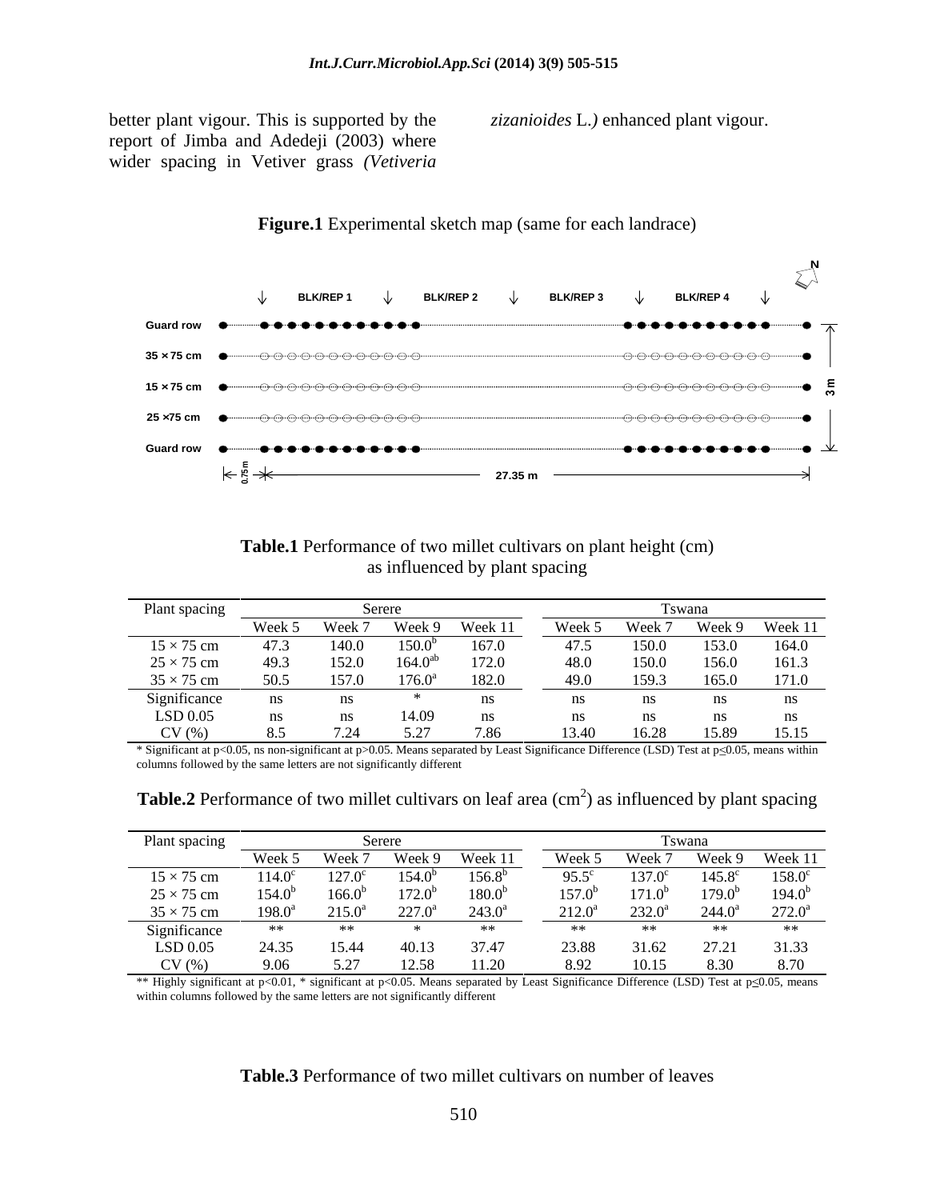better plant vigour. This is supported by the report of Jimba and Adedeji (2003) where wider spacing in Vetiver grass *(Vetiveria zizanioides* L.*)* enhanced plant vigour.

**Figure.1** Experimental sketch map (same for each landrace)

**Table.1** Performance of two millet cultivars on plant height (cm) as influenced by plant spacing

| Plant spacing | Serere | | | | Tswana | | | |
|---|---|---|---|---|---|---|---|---|
| | Week 5 | Week 7 | Week 9 | Week 11 | Week 5 | Week 7 | Week 9 | Week 11 |
| 15 × 75 cm | 47.3 | 140.0 | 150.0[b] | 167.0 | 47.5 | 150.0 | 153.0 | 164.0 |
| 25 × 75 cm | 49.3 | 152.0 | 164.0[ab] | 172.0 | 48.0 | 150.0 | 156.0 | 161.3 |
| 35 × 75 cm | 50.5 | 157.0 | 176.0[a] | 182.0 | 49.0 | 159.3 | 165.0 | 171.0 |
| Significance | ns | ns | * | ns | ns | ns | ns | ns |
| LSD 0.05 | ns | ns | 14.09 | ns | ns | ns | ns | ns |
| CV (%) | 8.5 | 7.24 | 5.27 | 7.86 | 13.40 | 16.28 | 15.89 | 15.15 |

* Significant at $p<0.05$, ns non-significant at $p>0.05$. Means separated by Least Significance Difference (LSD) Test at $p\leq0.05$, means within columns followed by the same letters are not significantly different

**Table.2** Performance of two millet cultivars on leaf area ($cm^2$) as influenced by plant spacing

| Plant spacing | Serere | | | | Tswana | | | |
|---|---|---|---|---|---|---|---|---|
| | Week 5 | Week 7 | Week 9 | Week 11 | Week 5 | Week 7 | Week 9 | Week 11 |
| 15 × 75 cm | 114.0[c] | 127.0[c] | 154.0[b] | 156.8[b] | 95.5[c] | 137.0[c] | 145.8[c] | 158.0[c] |
| 25 × 75 cm | 154.0[b] | 166.0[b] | 172.0[b] | 180.0[b] | 157.0[b] | 171.0[b] | 179.0[b] | 194.0[b] |
| 35 × 75 cm | 198.0[a] | 215.0[a] | 227.0[a] | 243.0[a] | 212.0[a] | 232.0[a] | 244.0[a] | 272.0[a] |
| Significance | ** | ** | * | ** | ** | ** | ** | ** |
| LSD 0.05 | 24.35 | 15.44 | 40.13 | 37.47 | 23.88 | 31.62 | 27.21 | 31.33 |
| CV (%) | 9.06 | 5.27 | 12.58 | 11.20 | 8.92 | 10.15 | 8.30 | 8.70 |

** Highly significant at $p<0.01$, * significant at $p<0.05$. Means separated by Least Significance Difference (LSD) Test at $p\leq0.05$, means within columns followed by the same letters are not significantly different

**Table.3** Performance of two millet cultivars on number of leaves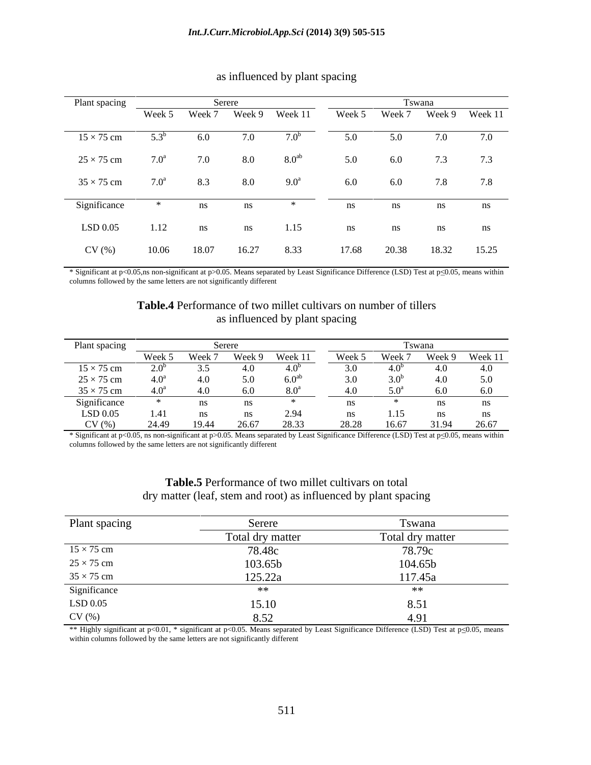as influenced by plant spacing

| Plant spacing | Serere | | | | Tswana | | | |
|---|---|---|---|---|---|---|---|---|
| | Week 5 | Week 7 | Week 9 | Week 11 | Week 5 | Week 7 | Week 9 | Week 11 |
| 15 × 75 cm | 5.3[b] | 6.0 | 7.0 | 7.0[b] | 5.0 | 5.0 | 7.0 | 7.0 |
| 25 × 75 cm | 7.0[a] | 7.0 | 8.0 | 8.0[ab] | 5.0 | 6.0 | 7.3 | 7.3 |
| 35 × 75 cm | 7.0[a] | 8.3 | 8.0 | 9.0[a] | 6.0 | 6.0 | 7.8 | 7.8 |
| Significance | * | ns | ns | * | ns | ns | ns | ns |
| LSD 0.05 | 1.12 | ns | ns | 1.15 | ns | ns | ns | ns |
| CV (%) | 10.06 | 18.07 | 16.27 | 8.33 | 17.68 | 20.38 | 18.32 | 15.25 |

* Significant at $p<0.05$,ns non-significant at $p>0.05$. Means separated by Least Significance Difference (LSD) Test at $p\leq0.05$, means within columns followed by the same letters are not significantly different

**Table.4** Performance of two millet cultivars on number of tillers as influenced by plant spacing

| Plant spacing | Serere | | | | Tswana | | | |
|---|---|---|---|---|---|---|---|---|
| | Week 5 | Week 7 | Week 9 | Week 11 | Week 5 | Week 7 | Week 9 | Week 11 |
| 15 × 75 cm | 2.0[b] | 3.5 | 4.0 | 4.0[b] | 3.0 | 4.0[b] | 4.0 | 4.0 |
| 25 × 75 cm | 4.0[a] | 4.0 | 5.0 | 6.0[ab] | 3.0 | 3.0[b] | 4.0 | 5.0 |
| 35 × 75 cm | 4.0[a] | 4.0 | 6.0 | 8.0[a] | 4.0 | 5.0[a] | 6.0 | 6.0 |
| Significance | * | ns | ns | * | ns | * | ns | ns |
| LSD 0.05 | 1.41 | ns | ns | 2.94 | ns | 1.15 | ns | ns |
| CV (%) | 24.49 | 19.44 | 26.67 | 28.33 | 28.28 | 16.67 | 31.94 | 26.67 |

* Significant at $p<0.05$, ns non-significant at $p>0.05$. Means separated by Least Significance Difference (LSD) Test at $p\leq0.05$, means within columns followed by the same letters are not significantly different

**Table.5** Performance of two millet cultivars on total dry matter (leaf, stem and root) as influenced by plant spacing

| Plant spacing | Serere | Tswana |
|---|---|---|
| | Total dry matter | Total dry matter |
| 15 × 75 cm | 78.48c | 78.79c |
| 25 × 75 cm | 103.65b | 104.65b |
| 35 × 75 cm | 125.22a | 117.45a |
| Significance | ** | ** |
| LSD 0.05 | 15.10 | 8.51 |
| CV (%) | 8.52 | 4.91 |

** Highly significant at $p<0.01$, * significant at $p<0.05$. Means separated by Least Significance Difference (LSD) Test at $p\leq0.05$, means within columns followed by the same letters are not significantly different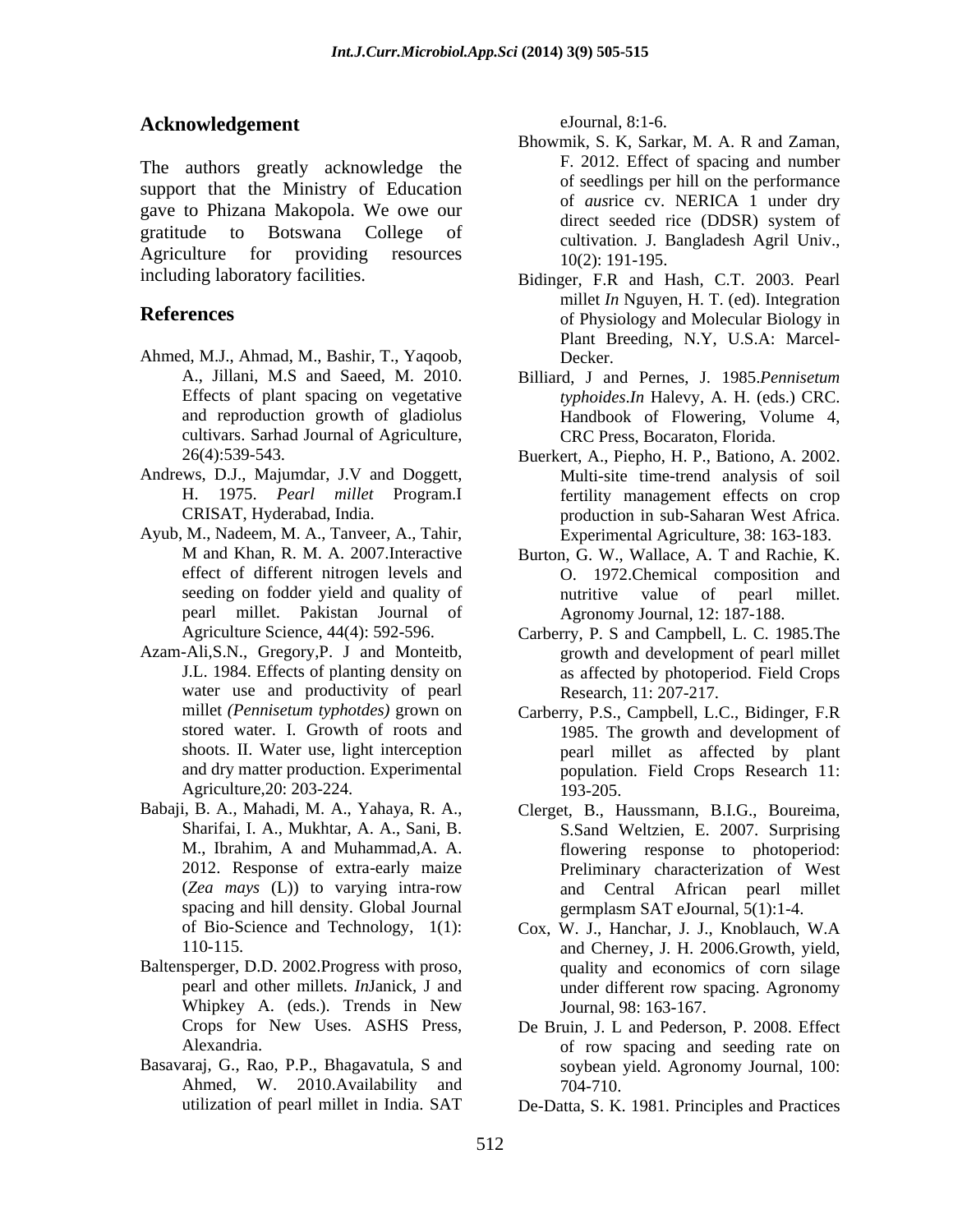## Acknowledgement

The authors greatly acknowledge the support that the Ministry of Education gave to Phizana Makopola. We owe our gratitude to Botswana College of Agriculture for providing resources including laboratory facilities.

## References

Ahmed, M.J., Ahmad, M., Bashir, T., Yaqoob, A., Jillani, M.S and Saeed, M. 2010. Effects of plant spacing on vegetative and reproduction growth of gladiolus cultivars. Sarhad Journal of Agriculture, 26(4):539-543.

Andrews, D.J., Majumdar, J.V and Doggett, H. 1975. *Pearl millet* Program.I CRISAT, Hyderabad, India.

Ayub, M., Nadeem, M. A., Tanveer, A., Tahir, M and Khan, R. M. A. 2007.Interactive effect of different nitrogen levels and seeding on fodder yield and quality of pearl millet. Pakistan Journal of Agriculture Science, 44(4): 592-596.

Azam-Ali,S.N., Gregory,P. J and Monteitb, J.L. 1984. Effects of planting density on water use and productivity of pearl millet *(Pennisetum typhotdes)* grown on stored water. I. Growth of roots and shoots. II. Water use, light interception and dry matter production. Experimental Agriculture,20: 203-224.

Babaji, B. A., Mahadi, M. A., Yahaya, R. A., Sharifai, I. A., Mukhtar, A. A., Sani, B. M., Ibrahim, A and Muhammad,A. A. 2012. Response of extra-early maize (*Zea mays* (L)) to varying intra-row spacing and hill density. Global Journal of Bio-Science and Technology, 1(1): 110-115.

Baltensperger, D.D. 2002.Progress with proso, pearl and other millets. *In*Janick, J and Whipkey A. (eds.). Trends in New Crops for New Uses. ASHS Press, Alexandria.

Basavaraj, G., Rao, P.P., Bhagavatula, S and Ahmed, W. 2010.Availability and utilization of pearl millet in India. SAT eJournal, 8:1-6.

Bhowmik, S. K, Sarkar, M. A. R and Zaman, F. 2012. Effect of spacing and number of seedlings per hill on the performance of *aus*rice cv. NERICA 1 under dry direct seeded rice (DDSR) system of cultivation. J. Bangladesh Agril Univ., 10(2): 191-195.

Bidinger, F.R and Hash, C.T. 2003. Pearl millet *In* Nguyen, H. T. (ed). Integration of Physiology and Molecular Biology in Plant Breeding, N.Y, U.S.A: Marcel-Decker.

Billiard, J and Pernes, J. 1985.*Pennisetum typhoides*.*In* Halevy, A. H. (eds.) CRC. Handbook of Flowering, Volume 4, CRC Press, Bocaraton, Florida.

Buerkert, A., Piepho, H. P., Bationo, A. 2002. Multi-site time-trend analysis of soil fertility management effects on crop production in sub-Saharan West Africa. Experimental Agriculture, 38: 163-183.

Burton, G. W., Wallace, A. T and Rachie, K. O. 1972.Chemical composition and nutritive value of pearl millet. Agronomy Journal, 12: 187-188.

Carberry, P. S and Campbell, L. C. 1985.The growth and development of pearl millet as affected by photoperiod. Field Crops Research, 11: 207-217.

Carberry, P.S., Campbell, L.C., Bidinger, F.R 1985. The growth and development of pearl millet as affected by plant population. Field Crops Research 11: 193-205.

Clerget, B., Haussmann, B.I.G., Boureima, S.Sand Weltzien, E. 2007. Surprising flowering response to photoperiod: Preliminary characterization of West and Central African pearl millet germplasm SAT eJournal, 5(1):1-4.

Cox, W. J., Hanchar, J. J., Knoblauch, W.A and Cherney, J. H. 2006.Growth, yield, quality and economics of corn silage under different row spacing. Agronomy Journal, 98: 163-167.

De Bruin, J. L and Pederson, P. 2008. Effect of row spacing and seeding rate on soybean yield. Agronomy Journal, 100: 704-710.

De-Datta, S. K. 1981. Principles and Practices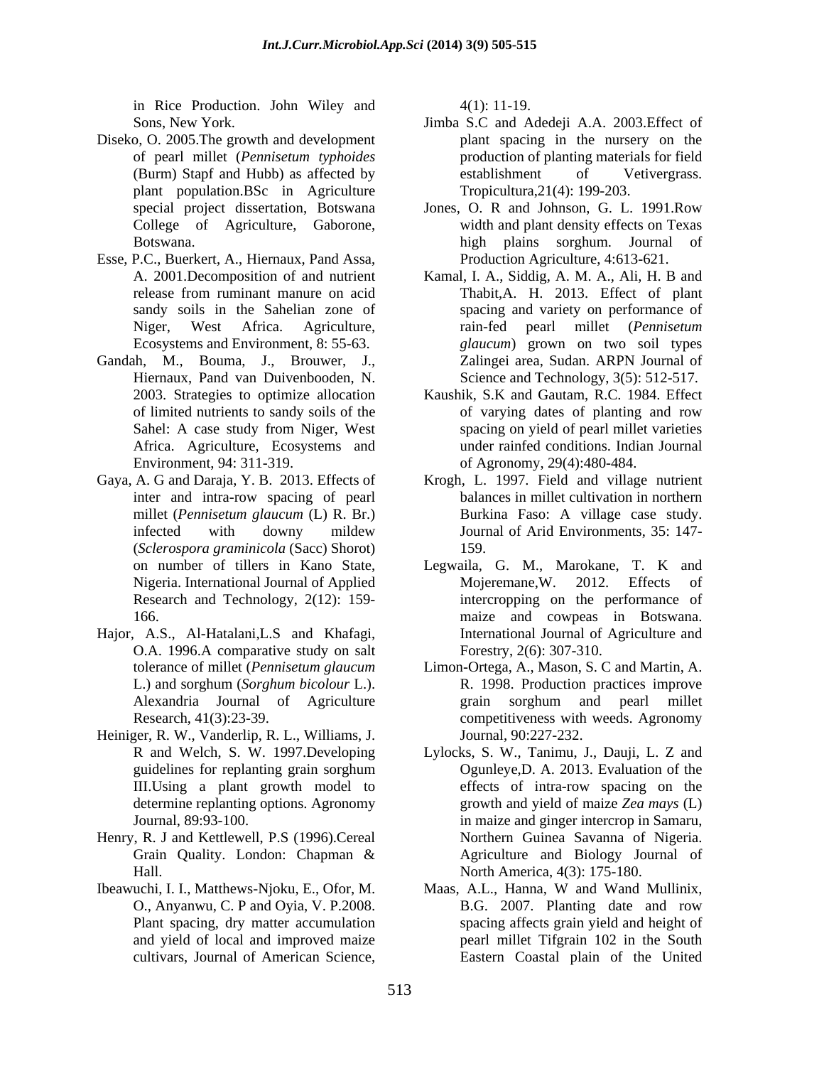in Rice Production. John Wiley and Sons, New York.

Diseko, O. 2005.The growth and development of pearl millet (*Pennisetum typhoides* (Burm) Stapf and Hubb) as affected by plant population.BSc in Agriculture special project dissertation, Botswana College of Agriculture, Gaborone, Botswana.

Esse, P.C., Buerkert, A., Hiernaux, Pand Assa, A. 2001.Decomposition of and nutrient release from ruminant manure on acid sandy soils in the Sahelian zone of Niger, West Africa. Agriculture, Ecosystems and Environment, 8: 55-63.

Gandah, M., Bouma, J., Brouwer, J., Hiernaux, Pand van Duivenbooden, N. 2003. Strategies to optimize allocation of limited nutrients to sandy soils of the Sahel: A case study from Niger, West Africa. Agriculture, Ecosystems and Environment, 94: 311-319.

Gaya, A. G and Daraja, Y. B. 2013. Effects of inter and intra-row spacing of pearl millet (*Pennisetum glaucum* (L) R. Br.) infected with downy mildew (*Sclerospora graminicola* (Sacc) Shorot) on number of tillers in Kano State, Nigeria. International Journal of Applied Research and Technology, 2(12): 159-166.

Hajor, A.S., Al-Hatalani,L.S and Khafagi, O.A. 1996.A comparative study on salt tolerance of millet (*Pennisetum glaucum* L.) and sorghum (*Sorghum bicolour* L.). Alexandria Journal of Agriculture Research, 41(3):23-39.

Heiniger, R. W., Vanderlip, R. L., Williams, J. R and Welch, S. W. 1997.Developing guidelines for replanting grain sorghum III.Using a plant growth model to determine replanting options. Agronomy Journal, 89:93-100.

Henry, R. J and Kettlewell, P.S (1996).Cereal Grain Quality. London: Chapman & Hall.

Ibeawuchi, I. I., Matthews-Njoku, E., Ofor, M. O., Anyanwu, C. P and Oyia, V. P.2008. Plant spacing, dry matter accumulation and yield of local and improved maize cultivars, Journal of American Science, 4(1): 11-19.

Jimba S.C and Adedeji A.A. 2003.Effect of plant spacing in the nursery on the production of planting materials for field establishment of Vetivergrass. Tropicultura,21(4): 199-203.

Jones, O. R and Johnson, G. L. 1991.Row width and plant density effects on Texas high plains sorghum. Journal of Production Agriculture, 4:613-621.

Kamal, I. A., Siddig, A. M. A., Ali, H. B and Thabit,A. H. 2013. Effect of plant spacing and variety on performance of rain-fed pearl millet (*Pennisetum glaucum*) grown on two soil types Zalingei area, Sudan. ARPN Journal of Science and Technology, 3(5): 512-517.

Kaushik, S.K and Gautam, R.C. 1984. Effect of varying dates of planting and row spacing on yield of pearl millet varieties under rainfed conditions. Indian Journal of Agronomy, 29(4):480-484.

Krogh, L. 1997. Field and village nutrient balances in millet cultivation in northern Burkina Faso: A village case study. Journal of Arid Environments, 35: 147-159.

Legwaila, G. M., Marokane, T. K and Mojeremane,W. 2012. Effects of intercropping on the performance of maize and cowpeas in Botswana. International Journal of Agriculture and Forestry, 2(6): 307-310.

Limon-Ortega, A., Mason, S. C and Martin, A. R. 1998. Production practices improve grain sorghum and pearl millet competitiveness with weeds. Agronomy Journal, 90:227-232.

Lylocks, S. W., Tanimu, J., Dauji, L. Z and Ogunleye,D. A. 2013. Evaluation of the effects of intra-row spacing on the growth and yield of maize *Zea mays* (L) in maize and ginger intercrop in Samaru, Northern Guinea Savanna of Nigeria. Agriculture and Biology Journal of North America, 4(3): 175-180.

Maas, A.L., Hanna, W and Wand Mullinix, B.G. 2007. Planting date and row spacing affects grain yield and height of pearl millet Tifgrain 102 in the South Eastern Coastal plain of the United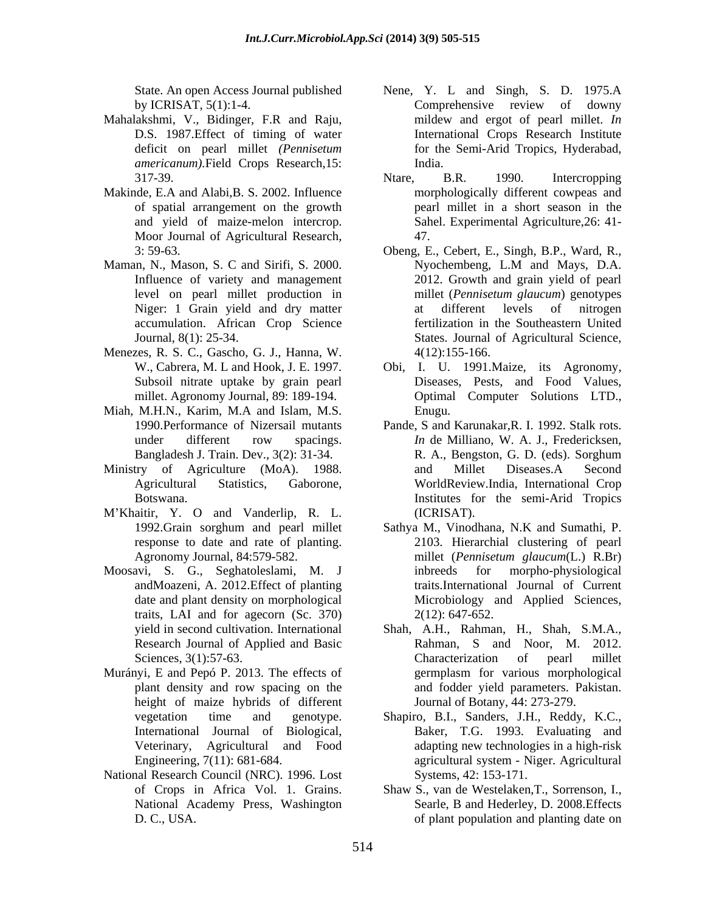State. An open Access Journal published by ICRISAT, 5(1):1-4.

Mahalakshmi, V., Bidinger, F.R and Raju, D.S. 1987.Effect of timing of water deficit on pearl millet *(Pennisetum americanum)*.Field Crops Research,15: 317-39.

Makinde, E.A and Alabi,B. S. 2002. Influence of spatial arrangement on the growth and yield of maize-melon intercrop. Moor Journal of Agricultural Research, 3: 59-63.

Maman, N., Mason, S. C and Sirifi, S. 2000. Influence of variety and management level on pearl millet production in Niger: 1 Grain yield and dry matter accumulation. African Crop Science Journal, 8(1): 25-34.

Menezes, R. S. C., Gascho, G. J., Hanna, W. W., Cabrera, M. L and Hook, J. E. 1997. Subsoil nitrate uptake by grain pearl millet. Agronomy Journal, 89: 189-194.

Miah, M.H.N., Karim, M.A and Islam, M.S. 1990.Performance of Nizersail mutants under different row spacings. Bangladesh J. Train. Dev., 3(2): 31-34.

Ministry of Agriculture (MoA). 1988. Agricultural Statistics, Gaborone, Botswana.

M'Khaitir, Y. O and Vanderlip, R. L. 1992.Grain sorghum and pearl millet response to date and rate of planting. Agronomy Journal, 84:579-582.

Moosavi, S. G., Seghatoleslami, M. J andMoazeni, A. 2012.Effect of planting date and plant density on morphological traits, LAI and for agecorn (Sc. 370) yield in second cultivation. International Research Journal of Applied and Basic Sciences, 3(1):57-63.

Murányi, E and Pepó P. 2013. The effects of plant density and row spacing on the height of maize hybrids of different vegetation time and genotype. International Journal of Biological, Veterinary, Agricultural and Food Engineering, 7(11): 681-684.

National Research Council (NRC). 1996. Lost of Crops in Africa Vol. 1. Grains. National Academy Press, Washington D. C., USA.

Nene, Y. L and Singh, S. D. 1975.A Comprehensive review of downy mildew and ergot of pearl millet. *In* International Crops Research Institute for the Semi-Arid Tropics, Hyderabad, India.

Ntare, B.R. 1990. Intercropping morphologically different cowpeas and pearl millet in a short season in the Sahel. Experimental Agriculture,26: 41-47.

Obeng, E., Cebert, E., Singh, B.P., Ward, R., Nyochembeng, L.M and Mays, D.A. 2012. Growth and grain yield of pearl millet (*Pennisetum glaucum*) genotypes at different levels of nitrogen fertilization in the Southeastern United States. Journal of Agricultural Science, 4(12):155-166.

Obi, I. U. 1991.Maize, its Agronomy, Diseases, Pests, and Food Values, Optimal Computer Solutions LTD., Enugu.

Pande, S and Karunakar,R. I. 1992. Stalk rots. *In* de Milliano, W. A. J., Fredericksen, R. A., Bengston, G. D. (eds). Sorghum and Millet Diseases.A Second WorldReview.India, International Crop Institutes for the semi-Arid Tropics (ICRISAT).

Sathya M., Vinodhana, N.K and Sumathi, P. 2103. Hierarchial clustering of pearl millet (*Pennisetum glaucum*(L.) R.Br) inbreeds for morpho-physiological traits.International Journal of Current Microbiology and Applied Sciences, 2(12): 647-652.

Shah, A.H., Rahman, H., Shah, S.M.A., Rahman, S and Noor, M. 2012. Characterization of pearl millet germplasm for various morphological and fodder yield parameters. Pakistan. Journal of Botany, 44: 273-279.

Shapiro, B.I., Sanders, J.H., Reddy, K.C., Baker, T.G. 1993. Evaluating and adapting new technologies in a high-risk agricultural system - Niger. Agricultural Systems, 42: 153-171.

Shaw S., van de Westelaken,T., Sorrenson, I., Searle, B and Hederley, D. 2008.Effects of plant population and planting date on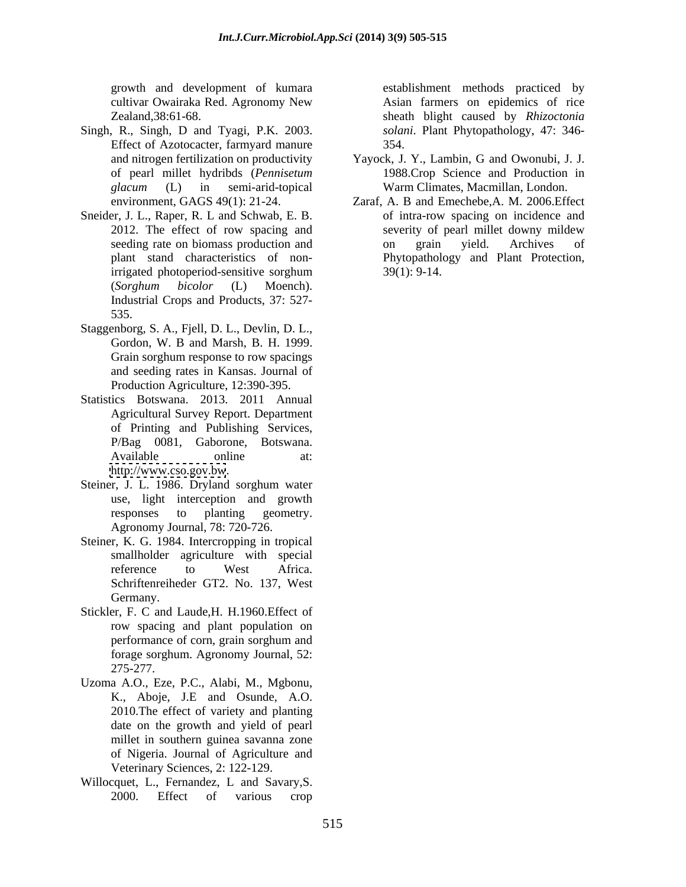growth and development of kumara cultivar Owairaka Red. Agronomy New Zealand,38:61-68.

Singh, R., Singh, D and Tyagi, P.K. 2003. Effect of Azotocacter, farmyard manure and nitrogen fertilization on productivity of pearl millet hydribds (*Pennisetum glacum* (L) in semi-arid-topical environment, GAGS 49(1): 21-24.

Sneider, J. L., Raper, R. L and Schwab, E. B. 2012. The effect of row spacing and seeding rate on biomass production and plant stand characteristics of non-irrigated photoperiod-sensitive sorghum (*Sorghum bicolor* (L) Moench). Industrial Crops and Products, 37: 527-535.

Staggenborg, S. A., Fjell, D. L., Devlin, D. L., Gordon, W. B and Marsh, B. H. 1999. Grain sorghum response to row spacings and seeding rates in Kansas. Journal of Production Agriculture, 12:390-395.

Statistics Botswana. 2013. 2011 Annual Agricultural Survey Report. Department of Printing and Publishing Services, P/Bag 0081, Gaborone, Botswana. Available online at: http://www.cso.gov.bw.

Steiner, J. L. 1986. Dryland sorghum water use, light interception and growth responses to planting geometry. Agronomy Journal, 78: 720-726.

Steiner, K. G. 1984. Intercropping in tropical smallholder agriculture with special reference to West Africa. Schriftenreiheder GT2. No. 137, West Germany.

Stickler, F. C and Laude,H. H.1960.Effect of row spacing and plant population on performance of corn, grain sorghum and forage sorghum. Agronomy Journal, 52: 275-277.

Uzoma A.O., Eze, P.C., Alabi, M., Mgbonu, K., Aboje, J.E and Osunde, A.O. 2010.The effect of variety and planting date on the growth and yield of pearl millet in southern guinea savanna zone of Nigeria. Journal of Agriculture and Veterinary Sciences, 2: 122-129.

Willocquet, L., Fernandez, L and Savary,S. 2000. Effect of various crop establishment methods practiced by Asian farmers on epidemics of rice sheath blight caused by *Rhizoctonia solani*. Plant Phytopathology, 47: 346-354.

Yayock, J. Y., Lambin, G and Owonubi, J. J. 1988.Crop Science and Production in Warm Climates, Macmillan, London.

Zaraf, A. B and Emechebe,A. M. 2006.Effect of intra-row spacing on incidence and severity of pearl millet downy mildew on grain yield. Archives of Phytopathology and Plant Protection, 39(1): 9-14.